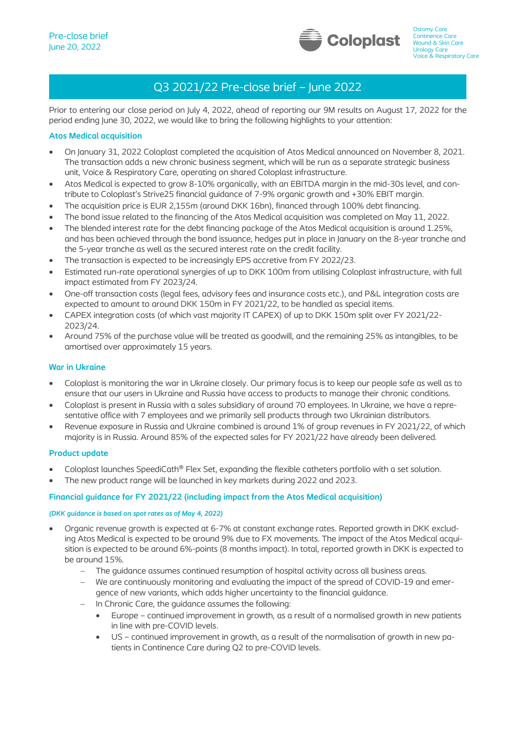Pre-close brief
June 20, 2022

Coloplast

Ostomy Care
Continence Care
Wound & Skin Care
Urology Care
Voice & Respiratory Care

# Q3 2021/22 Pre-close brief – June 2022

Prior to entering our close period on July 4, 2022, ahead of reporting our 9M results on August 17, 2022 for the period ending June 30, 2022, we would like to bring the following highlights to your attention:

## Atos Medical acquisition

- On January 31, 2022 Coloplast completed the acquisition of Atos Medical announced on November 8, 2021. The transaction adds a new chronic business segment, which will be run as a separate strategic business unit, Voice & Respiratory Care, operating on shared Coloplast infrastructure.
- Atos Medical is expected to grow 8-10% organically, with an EBITDA margin in the mid-30s level, and contribute to Coloplast's Strive25 financial guidance of 7-9% organic growth and +30% EBIT margin.
- The acquisition price is EUR 2,155m (around DKK 16bn), financed through 100% debt financing.
- The bond issue related to the financing of the Atos Medical acquisition was completed on May 11, 2022.
- The blended interest rate for the debt financing package of the Atos Medical acquisition is around 1.25%, and has been achieved through the bond issuance, hedges put in place in January on the 8-year tranche and the 5-year tranche as well as the secured interest rate on the credit facility.
- The transaction is expected to be increasingly EPS accretive from FY 2022/23.
- Estimated run-rate operational synergies of up to DKK 100m from utilising Coloplast infrastructure, with full impact estimated from FY 2023/24.
- One-off transaction costs (legal fees, advisory fees and insurance costs etc.), and P&L integration costs are expected to amount to around DKK 150m in FY 2021/22, to be handled as special items.
- CAPEX integration costs (of which vast majority IT CAPEX) of up to DKK 150m split over FY 2021/22-2023/24.
- Around 75% of the purchase value will be treated as goodwill, and the remaining 25% as intangibles, to be amortised over approximately 15 years.

## War in Ukraine

- Coloplast is monitoring the war in Ukraine closely. Our primary focus is to keep our people safe as well as to ensure that our users in Ukraine and Russia have access to products to manage their chronic conditions.
- Coloplast is present in Russia with a sales subsidiary of around 70 employees. In Ukraine, we have a representative office with 7 employees and we primarily sell products through two Ukrainian distributors.
- Revenue exposure in Russia and Ukraine combined is around 1% of group revenues in FY 2021/22, of which majority is in Russia. Around 85% of the expected sales for FY 2021/22 have already been delivered.

## Product update

- Coloplast launches SpeediCath® Flex Set, expanding the flexible catheters portfolio with a set solution.
- The new product range will be launched in key markets during 2022 and 2023.

## Financial guidance for FY 2021/22 (including impact from the Atos Medical acquisition)

***(DKK guidance is based on spot rates as of May 4, 2022)***

- Organic revenue growth is expected at 6-7% at constant exchange rates. Reported growth in DKK excluding Atos Medical is expected to be around 9% due to FX movements. The impact of the Atos Medical acquisition is expected to be around 6%-points (8 months impact). In total, reported growth in DKK is expected to be around 15%.
  - The guidance assumes continued resumption of hospital activity across all business areas.
  - We are continuously monitoring and evaluating the impact of the spread of COVID-19 and emergence of new variants, which adds higher uncertainty to the financial guidance.
  - In Chronic Care, the guidance assumes the following:
    - Europe – continued improvement in growth, as a result of a normalised growth in new patients in line with pre-COVID levels.
    - US – continued improvement in growth, as a result of the normalisation of growth in new patients in Continence Care during Q2 to pre-COVID levels.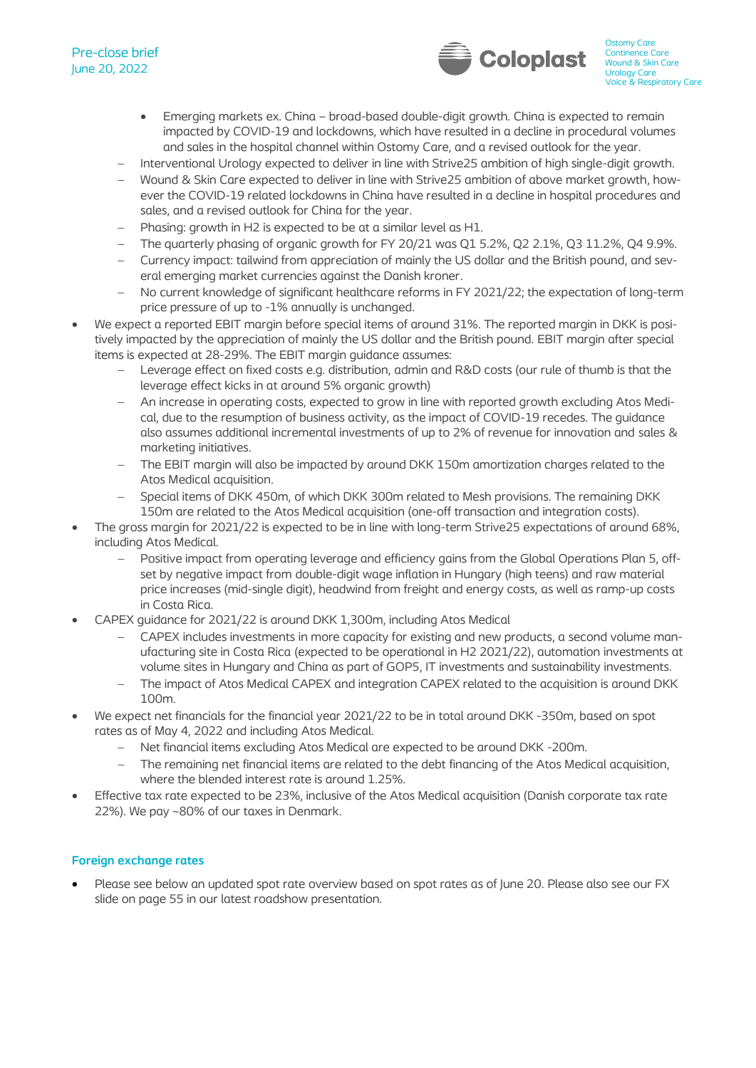- Emerging markets ex. China – broad-based double-digit growth. China is expected to remain impacted by COVID-19 and lockdowns, which have resulted in a decline in procedural volumes and sales in the hospital channel within Ostomy Care, and a revised outlook for the year.
    - Interventional Urology expected to deliver in line with Strive25 ambition of high single-digit growth.
    - Wound & Skin Care expected to deliver in line with Strive25 ambition of above market growth, however the COVID-19 related lockdowns in China have resulted in a decline in hospital procedures and sales, and a revised outlook for China for the year.
    - Phasing: growth in H2 is expected to be at a similar level as H1.
    - The quarterly phasing of organic growth for FY 20/21 was Q1 5.2%, Q2 2.1%, Q3 11.2%, Q4 9.9%.
    - Currency impact: tailwind from appreciation of mainly the US dollar and the British pound, and several emerging market currencies against the Danish kroner.
    - No current knowledge of significant healthcare reforms in FY 2021/22; the expectation of long-term price pressure of up to -1% annually is unchanged.
- We expect a reported EBIT margin before special items of around 31%. The reported margin in DKK is positively impacted by the appreciation of mainly the US dollar and the British pound. EBIT margin after special items is expected at 28-29%. The EBIT margin guidance assumes:
    - Leverage effect on fixed costs e.g. distribution, admin and R&D costs (our rule of thumb is that the leverage effect kicks in at around 5% organic growth)
    - An increase in operating costs, expected to grow in line with reported growth excluding Atos Medical, due to the resumption of business activity, as the impact of COVID-19 recedes. The guidance also assumes additional incremental investments of up to 2% of revenue for innovation and sales & marketing initiatives.
    - The EBIT margin will also be impacted by around DKK 150m amortization charges related to the Atos Medical acquisition.
    - Special items of DKK 450m, of which DKK 300m related to Mesh provisions. The remaining DKK 150m are related to the Atos Medical acquisition (one-off transaction and integration costs).
- The gross margin for 2021/22 is expected to be in line with long-term Strive25 expectations of around 68%, including Atos Medical.
    - Positive impact from operating leverage and efficiency gains from the Global Operations Plan 5, offset by negative impact from double-digit wage inflation in Hungary (high teens) and raw material price increases (mid-single digit), headwind from freight and energy costs, as well as ramp-up costs in Costa Rica.
- CAPEX guidance for 2021/22 is around DKK 1,300m, including Atos Medical
    - CAPEX includes investments in more capacity for existing and new products, a second volume manufacturing site in Costa Rica (expected to be operational in H2 2021/22), automation investments at volume sites in Hungary and China as part of GOP5, IT investments and sustainability investments.
    - The impact of Atos Medical CAPEX and integration CAPEX related to the acquisition is around DKK 100m.
- We expect net financials for the financial year 2021/22 to be in total around DKK -350m, based on spot rates as of May 4, 2022 and including Atos Medical.
    - Net financial items excluding Atos Medical are expected to be around DKK -200m.
    - The remaining net financial items are related to the debt financing of the Atos Medical acquisition, where the blended interest rate is around 1.25%.
- Effective tax rate expected to be 23%, inclusive of the Atos Medical acquisition (Danish corporate tax rate 22%). We pay ~80% of our taxes in Denmark.

### Foreign exchange rates

- Please see below an updated spot rate overview based on spot rates as of June 20. Please also see our FX slide on page 55 in our latest roadshow presentation.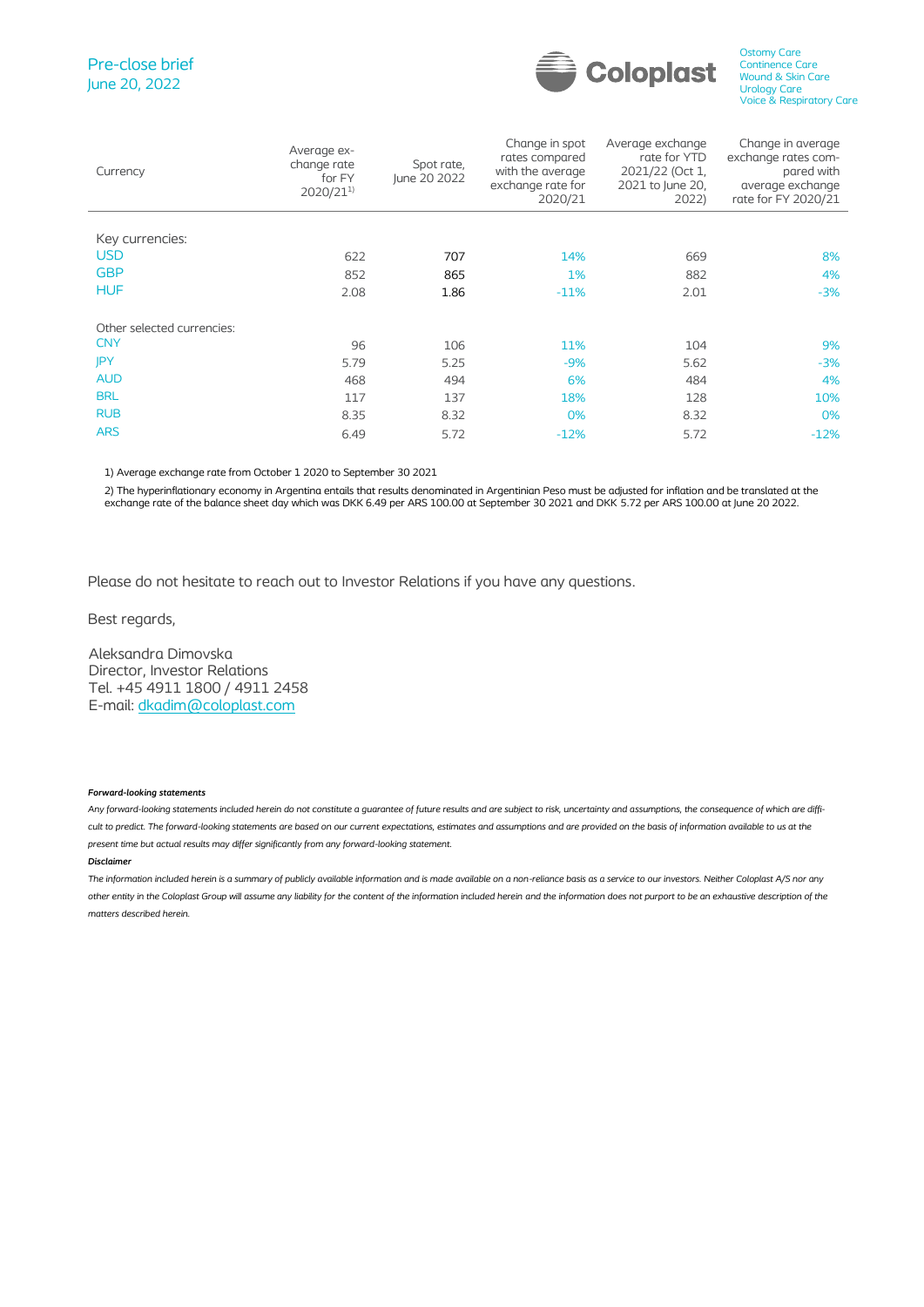Pre-close brief
June 20, 2022

Coloplast

Ostomy Care
Continence Care
Wound & Skin Care
Urology Care
Voice & Respiratory Care

| Currency | Average exchange rate for FY 2020/21[1] | Spot rate, June 20 2022 | Change in spot rates compared with the average exchange rate for 2020/21 | Average exchange rate for YTD 2021/22 (Oct 1, 2021 to June 20, 2022) | Change in average exchange rates compared with average exchange rate for FY 2020/21 |
|---|---|---|---|---|---|
| Key currencies: | | | | | |
| USD | 622 | 707 | 14% | 669 | 8% |
| GBP | 852 | 865 | 1% | 882 | 4% |
| HUF | 2.08 | 1.86 | -11% | 2.01 | -3% |
| Other selected currencies: | | | | | |
| CNY | 96 | 106 | 11% | 104 | 9% |
| JPY | 5.79 | 5.25 | -9% | 5.62 | -3% |
| AUD | 468 | 494 | 6% | 484 | 4% |
| BRL | 117 | 137 | 18% | 128 | 10% |
| RUB | 8.35 | 8.32 | 0% | 8.32 | 0% |
| ARS | 6.49 | 5.72 | -12% | 5.72 | -12% |

1) Average exchange rate from October 1 2020 to September 30 2021

2) The hyperinflationary economy in Argentina entails that results denominated in Argentinian Peso must be adjusted for inflation and be translated at the exchange rate of the balance sheet day which was DKK 6.49 per ARS 100.00 at September 30 2021 and DKK 5.72 per ARS 100.00 at June 20 2022.

Please do not hesitate to reach out to Investor Relations if you have any questions.

Best regards,

Aleksandra Dimovska
Director, Investor Relations
Tel. +45 4911 1800 / 4911 2458
E-mail: dkadim@coloplast.com

***Forward-looking statements***

*Any forward-looking statements included herein do not constitute a guarantee of future results and are subject to risk, uncertainty and assumptions, the consequence of which are difficult to predict. The forward-looking statements are based on our current expectations, estimates and assumptions and are provided on the basis of information available to us at the present time but actual results may differ significantly from any forward-looking statement.*

***Disclaimer***

*The information included herein is a summary of publicly available information and is made available on a non-reliance basis as a service to our investors. Neither Coloplast A/S nor any other entity in the Coloplast Group will assume any liability for the content of the information included herein and the information does not purport to be an exhaustive description of the matters described herein.*